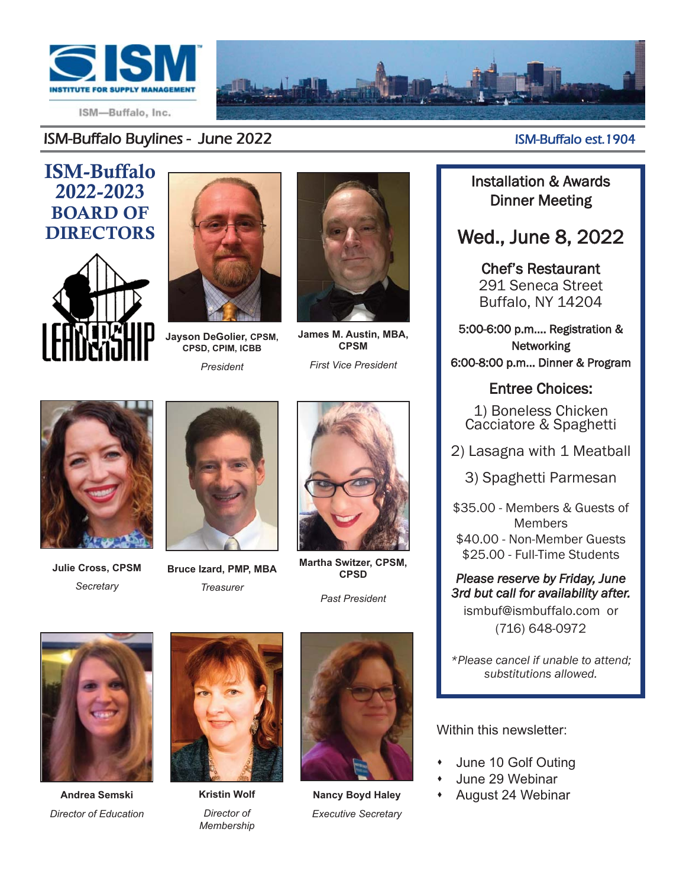ISM — INSTITUTE FOR SUPPLY MANAGEMENT

ISM—Buffalo, Inc.

ISM-Buffalo Buylines - June 2022

ISM-Buffalo est.1904

# ISM-Buffalo 2022-2023 BOARD OF DIRECTORS

LEADERSHIP

**Jayson DeGolier, CPSM, CPSD, CPIM, ICBB**
*President*

**James M. Austin, MBA, CPSM**
*First Vice President*

**Julie Cross, CPSM**
*Secretary*

**Bruce Izard, PMP, MBA**
*Treasurer*

**Martha Switzer, CPSM, CPSD**
*Past President*

**Andrea Semski**
*Director of Education*

**Kristin Wolf**
*Director of Membership*

**Nancy Boyd Haley**
*Executive Secretary*

---

## Installation & Awards Dinner Meeting

## Wed., June 8, 2022

**Chef's Restaurant**
291 Seneca Street
Buffalo, NY 14204

5:00-6:00 p.m.... Registration & Networking
6:00-8:00 p.m... Dinner & Program

**Entree Choices:**

1) Boneless Chicken Cacciatore & Spaghetti

2) Lasagna with 1 Meatball

3) Spaghetti Parmesan

$35.00 - Members & Guests of Members
$40.00 - Non-Member Guests
$25.00 - Full-Time Students

*Please reserve by Friday, June 3rd but call for availability after.*
ismbuf@ismbuffalo.com or
(716) 648-0972

*\*Please cancel if unable to attend; substitutions allowed.*

---

Within this newsletter:

- June 10 Golf Outing
- June 29 Webinar
- August 24 Webinar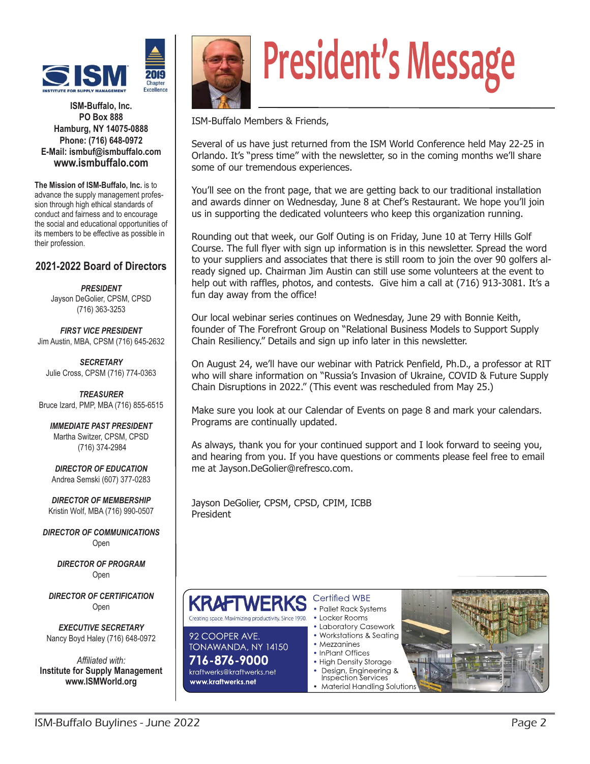ISM-Buffalo, Inc.
PO Box 888
Hamburg, NY 14075-0888
Phone: (716) 648-0972
E-Mail: ismbuf@ismbuffalo.com
www.ismbuffalo.com

**The Mission of ISM-Buffalo, Inc.** is to advance the supply management profession through high ethical standards of conduct and fairness and to encourage the social and educational opportunities of its members to be effective as possible in their profession.

## 2021-2022 Board of Directors

***PRESIDENT***
Jayson DeGolier, CPSM, CPSD
(716) 363-3253

***FIRST VICE PRESIDENT***
Jim Austin, MBA, CPSM (716) 645-2632

***SECRETARY***
Julie Cross, CPSM (716) 774-0363

***TREASURER***
Bruce Izard, PMP, MBA (716) 855-6515

***IMMEDIATE PAST PRESIDENT***
Martha Switzer, CPSM, CPSD
(716) 374-2984

***DIRECTOR OF EDUCATION***
Andrea Semski (607) 377-0283

***DIRECTOR OF MEMBERSHIP***
Kristin Wolf, MBA (716) 990-0507

***DIRECTOR OF COMMUNICATIONS***
Open

***DIRECTOR OF PROGRAM***
Open

***DIRECTOR OF CERTIFICATION***
Open

***EXECUTIVE SECRETARY***
Nancy Boyd Haley (716) 648-0972

*Affiliated with:*
**Institute for Supply Management**
**www.ISMWorld.org**

# President's Message

ISM-Buffalo Members & Friends,

Several of us have just returned from the ISM World Conference held May 22-25 in Orlando. It's "press time" with the newsletter, so in the coming months we'll share some of our tremendous experiences.

You'll see on the front page, that we are getting back to our traditional installation and awards dinner on Wednesday, June 8 at Chef's Restaurant. We hope you'll join us in supporting the dedicated volunteers who keep this organization running.

Rounding out that week, our Golf Outing is on Friday, June 10 at Terry Hills Golf Course. The full flyer with sign up information is in this newsletter. Spread the word to your suppliers and associates that there is still room to join the over 90 golfers already signed up. Chairman Jim Austin can still use some volunteers at the event to help out with raffles, photos, and contests. Give him a call at (716) 913-3081. It's a fun day away from the office!

Our local webinar series continues on Wednesday, June 29 with Bonnie Keith, founder of The Forefront Group on "Relational Business Models to Support Supply Chain Resiliency." Details and sign up info later in this newsletter.

On August 24, we'll have our webinar with Patrick Penfield, Ph.D., a professor at RIT who will share information on "Russia's Invasion of Ukraine, COVID & Future Supply Chain Disruptions in 2022." (This event was rescheduled from May 25.)

Make sure you look at our Calendar of Events on page 8 and mark your calendars. Programs are continually updated.

As always, thank you for your continued support and I look forward to seeing you, and hearing from you. If you have questions or comments please feel free to email me at Jayson.DeGolier@refresco.com.

Jayson DeGolier, CPSM, CPSD, CPIM, ICBB
President

**KRAFTWERKS**
Creating space. Maximizing productivity. Since 1990.

92 COOPER AVE.
TONAWANDA, NY 14150
**716-876-9000**
kraftwerks@kraftwerks.net
**www.kraftwerks.net**

Certified WBE
- Pallet Rack Systems
- Locker Rooms
- Laboratory Casework
- Workstations & Seating
- Mezzanines
- InPlant Offices
- High Density Storage
- Design, Engineering & Inspection Services
- Material Handling Solutions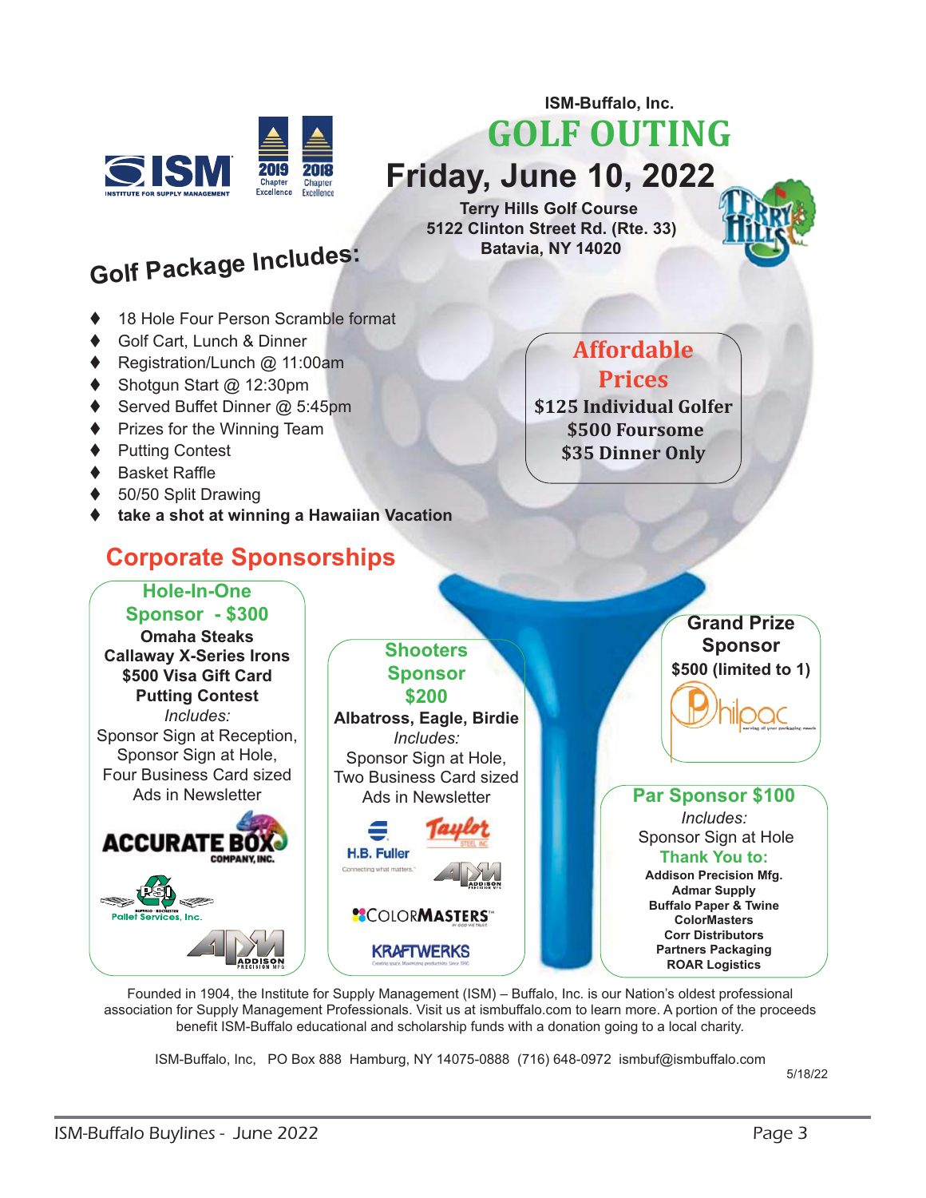ISM-Buffalo, Inc.

# GOLF OUTING

## Friday, June 10, 2022

**Terry Hills Golf Course**
**5122 Clinton Street Rd. (Rte. 33)**
**Batavia, NY 14020**

## Golf Package Includes:

- 18 Hole Four Person Scramble format
- Golf Cart, Lunch & Dinner
- Registration/Lunch @ 11:00am
- Shotgun Start @ 12:30pm
- Served Buffet Dinner @ 5:45pm
- Prizes for the Winning Team
- Putting Contest
- Basket Raffle
- 50/50 Split Drawing
- **take a shot at winning a Hawaiian Vacation**

### Affordable Prices

**$125 Individual Golfer**
**$500 Foursome**
**$35 Dinner Only**

## Corporate Sponsorships

### Hole-In-One Sponsor - $300

**Omaha Steaks**
**Callaway X-Series Irons**
**$500 Visa Gift Card**
**Putting Contest**

*Includes:*
Sponsor Sign at Reception,
Sponsor Sign at Hole,
Four Business Card sized Ads in Newsletter

ACCURATE BOX COMPANY, INC.
PSI Pallet Services, Inc.
ADDISON PRECISION MFG

### Shooters Sponsor $200

**Albatross, Eagle, Birdie**

*Includes:*
Sponsor Sign at Hole,
Two Business Card sized Ads in Newsletter

H.B. Fuller
Taylor Steel Inc.
ADDISON PRECISION MFG
COLORMASTERS
KRAFTWERKS

### Grand Prize Sponsor

**$500 (limited to 1)**

Philpac

### Par Sponsor $100

*Includes:*
Sponsor Sign at Hole

**Thank You to:**

**Addison Precision Mfg.**
**Admar Supply**
**Buffalo Paper & Twine**
**ColorMasters**
**Corr Distributors**
**Partners Packaging**
**ROAR Logistics**

Founded in 1904, the Institute for Supply Management (ISM) – Buffalo, Inc. is our Nation's oldest professional association for Supply Management Professionals. Visit us at ismbuffalo.com to learn more. A portion of the proceeds benefit ISM-Buffalo educational and scholarship funds with a donation going to a local charity.

ISM-Buffalo, Inc, PO Box 888 Hamburg, NY 14075-0888 (716) 648-0972 ismbuf@ismbuffalo.com

5/18/22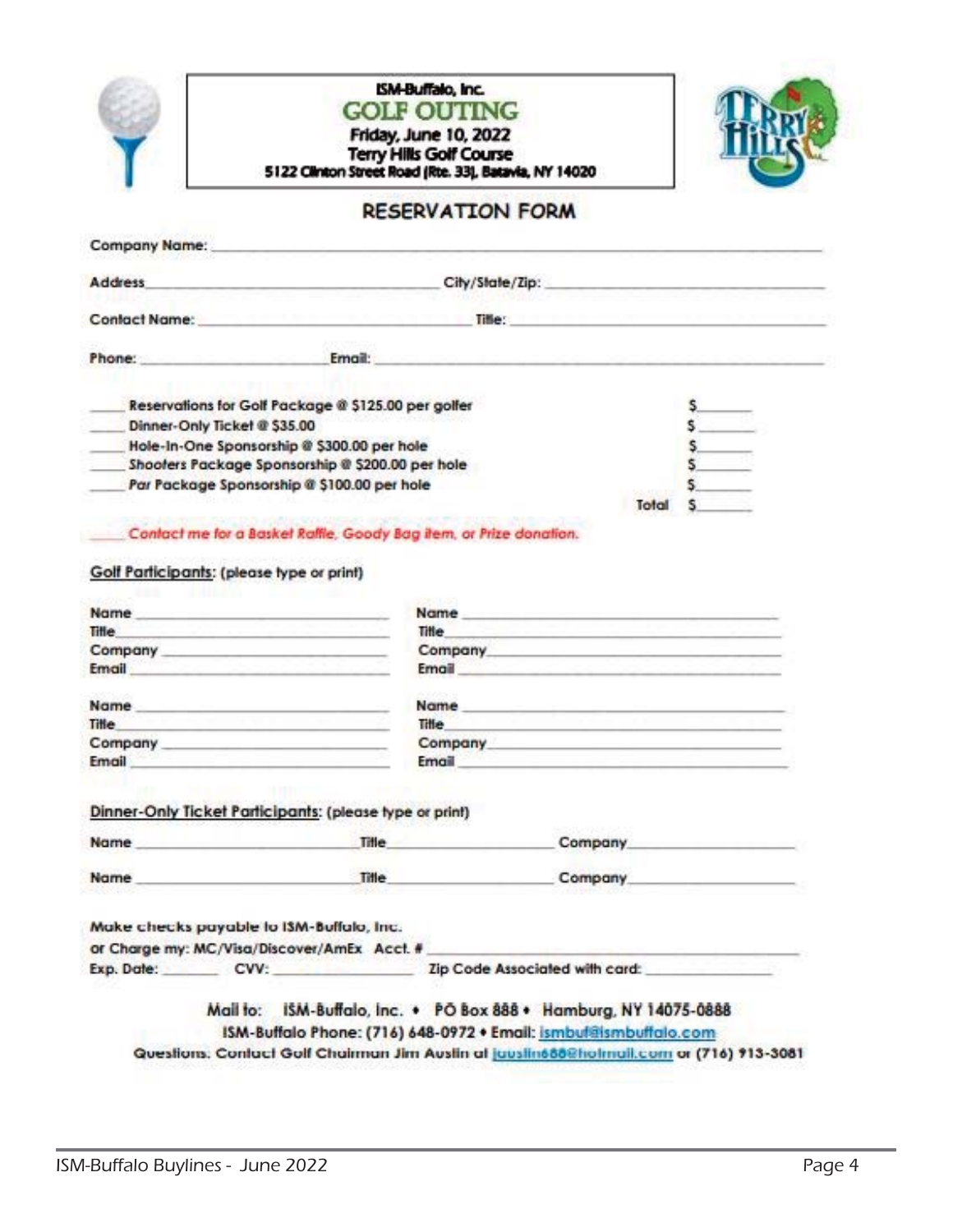ISM-Buffalo, Inc.

# GOLF OUTING

**Friday, June 10, 2022**
**Terry Hills Golf Course**
**5122 Clinton Street Road (Rte. 33), Batavia, NY 14020**

## RESERVATION FORM

Company Name: ______________________________________________

Address ______________________ City/State/Zip: ______________________

Contact Name: ______________________ Title: ______________________

Phone: ______________ Email: ______________________________

____ Reservations for Golf Package @ $125.00 per golfer $______
____ Dinner-Only Ticket @ $35.00 $______
____ Hole-In-One Sponsorship @ $300.00 per hole $______
____ Shooters Package Sponsorship @ $200.00 per hole $______
____ Par Package Sponsorship @ $100.00 per hole $______
Total $______

____ *Contact me for a Basket Raffle, Goody Bag item, or Prize donation.*

**Golf Participants:** (please type or print)

Name ______________________ Name ______________________
Title ______________________ Title ______________________
Company ______________________ Company ______________________
Email ______________________ Email ______________________

Name ______________________ Name ______________________
Title ______________________ Title ______________________
Company ______________________ Company ______________________
Email ______________________ Email ______________________

**Dinner-Only Ticket Participants:** (please type or print)

Name ______________________ Title ______________ Company ______________

Name ______________________ Title ______________ Company ______________

Make checks payable to ISM-Buffalo, Inc.
or Charge my: MC/Visa/Discover/AmEx Acct. # ______________________________
Exp. Date: ________ CVV: ______________ Zip Code Associated with card: ______________

Mail to: ISM-Buffalo, Inc. • PO Box 888 • Hamburg, NY 14075-0888
ISM-Buffalo Phone: (716) 648-0972 • Email: ismbuf@ismbuffalo.com
Questions: Contact Golf Chairman Jim Austin at jaustin688@hotmail.com or (716) 913-3081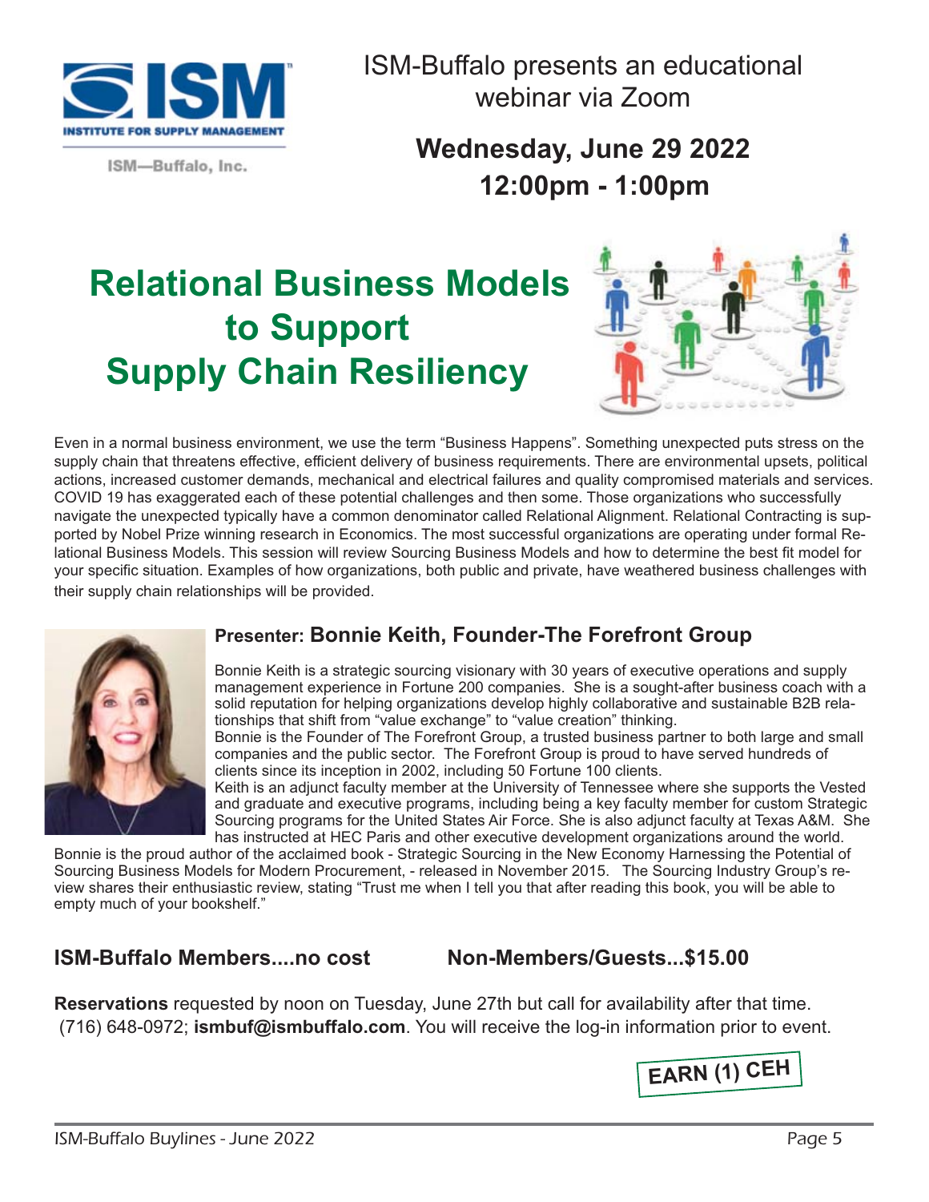ISM—Buffalo, Inc.

ISM-Buffalo presents an educational webinar via Zoom

**Wednesday, June 29 2022**
**12:00pm - 1:00pm**

# Relational Business Models to Support Supply Chain Resiliency

Even in a normal business environment, we use the term "Business Happens". Something unexpected puts stress on the supply chain that threatens effective, efficient delivery of business requirements. There are environmental upsets, political actions, increased customer demands, mechanical and electrical failures and quality compromised materials and services. COVID 19 has exaggerated each of these potential challenges and then some. Those organizations who successfully navigate the unexpected typically have a common denominator called Relational Alignment. Relational Contracting is supported by Nobel Prize winning research in Economics. The most successful organizations are operating under formal Relational Business Models. This session will review Sourcing Business Models and how to determine the best fit model for your specific situation. Examples of how organizations, both public and private, have weathered business challenges with their supply chain relationships will be provided.

## Presenter: Bonnie Keith, Founder-The Forefront Group

Bonnie Keith is a strategic sourcing visionary with 30 years of executive operations and supply management experience in Fortune 200 companies. She is a sought-after business coach with a solid reputation for helping organizations develop highly collaborative and sustainable B2B relationships that shift from "value exchange" to "value creation" thinking.

Bonnie is the Founder of The Forefront Group, a trusted business partner to both large and small companies and the public sector. The Forefront Group is proud to have served hundreds of clients since its inception in 2002, including 50 Fortune 100 clients.

Keith is an adjunct faculty member at the University of Tennessee where she supports the Vested and graduate and executive programs, including being a key faculty member for custom Strategic Sourcing programs for the United States Air Force. She is also adjunct faculty at Texas A&M. She has instructed at HEC Paris and other executive development organizations around the world.

Bonnie is the proud author of the acclaimed book - Strategic Sourcing in the New Economy Harnessing the Potential of Sourcing Business Models for Modern Procurement, - released in November 2015. The Sourcing Industry Group's review shares their enthusiastic review, stating "Trust me when I tell you that after reading this book, you will be able to empty much of your bookshelf."

**ISM-Buffalo Members....no cost** **Non-Members/Guests...$15.00**

**Reservations** requested by noon on Tuesday, June 27th but call for availability after that time. (716) 648-0972; **ismbuf@ismbuffalo.com**. You will receive the log-in information prior to event.

**EARN (1) CEH**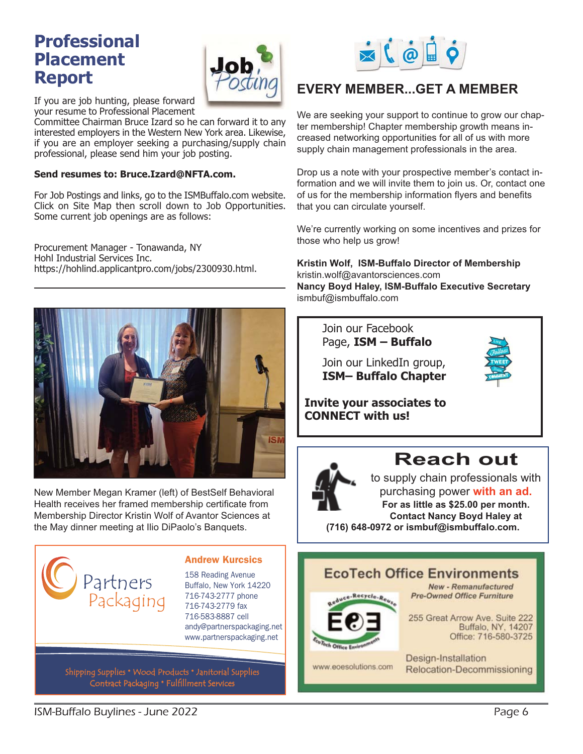# Professional Placement Report

If you are job hunting, please forward your resume to Professional Placement Committee Chairman Bruce Izard so he can forward it to any interested employers in the Western New York area. Likewise, if you are an employer seeking a purchasing/supply chain professional, please send him your job posting.

**Send resumes to: Bruce.Izard@NFTA.com.**

For Job Postings and links, go to the ISMBuffalo.com website. Click on Site Map then scroll down to Job Opportunities. Some current job openings are as follows:

Procurement Manager - Tonawanda, NY
Hohl Industrial Services Inc.
https://hohlind.applicantpro.com/jobs/2300930.html.

New Member Megan Kramer (left) of BestSelf Behavioral Health receives her framed membership certificate from Membership Director Kristin Wolf of Avantor Sciences at the May dinner meeting at Ilio DiPaolo's Banquets.

**Partners Packaging**

**Andrew Kurcsics**
158 Reading Avenue
Buffalo, New York 14220
716-743-2777 phone
716-743-2779 fax
716-583-8887 cell
andy@partnerspackaging.net
www.partnerspackaging.net

Shipping Supplies • Wood Products • Janitorial Supplies
Contract Packaging • Fulfillment Services

## EVERY MEMBER...GET A MEMBER

We are seeking your support to continue to grow our chapter membership! Chapter membership growth means increased networking opportunities for all of us with more supply chain management professionals in the area.

Drop us a note with your prospective member's contact information and we will invite them to join us. Or, contact one of us for the membership information flyers and benefits that you can circulate yourself.

We're currently working on some incentives and prizes for those who help us grow!

**Kristin Wolf, ISM-Buffalo Director of Membership**
kristin.wolf@avantorsciences.com
**Nancy Boyd Haley, ISM-Buffalo Executive Secretary**
ismbuf@ismbuffalo.com

Join our Facebook Page, **ISM – Buffalo**

Join our LinkedIn group, **ISM– Buffalo Chapter**

**Invite your associates to CONNECT with us!**

## Reach out

to supply chain professionals with purchasing power **with an ad.**
**For as little as $25.00 per month.**
**Contact Nancy Boyd Haley at (716) 648-0972 or ismbuf@ismbuffalo.com.**

**EcoTech Office Environments**

*New - Remanufactured Pre-Owned Office Furniture*

255 Great Arrow Ave. Suite 222
Buffalo, NY, 14207
Office: 716-580-3725

www.eoesolutions.com

Design-Installation
Relocation-Decommissioning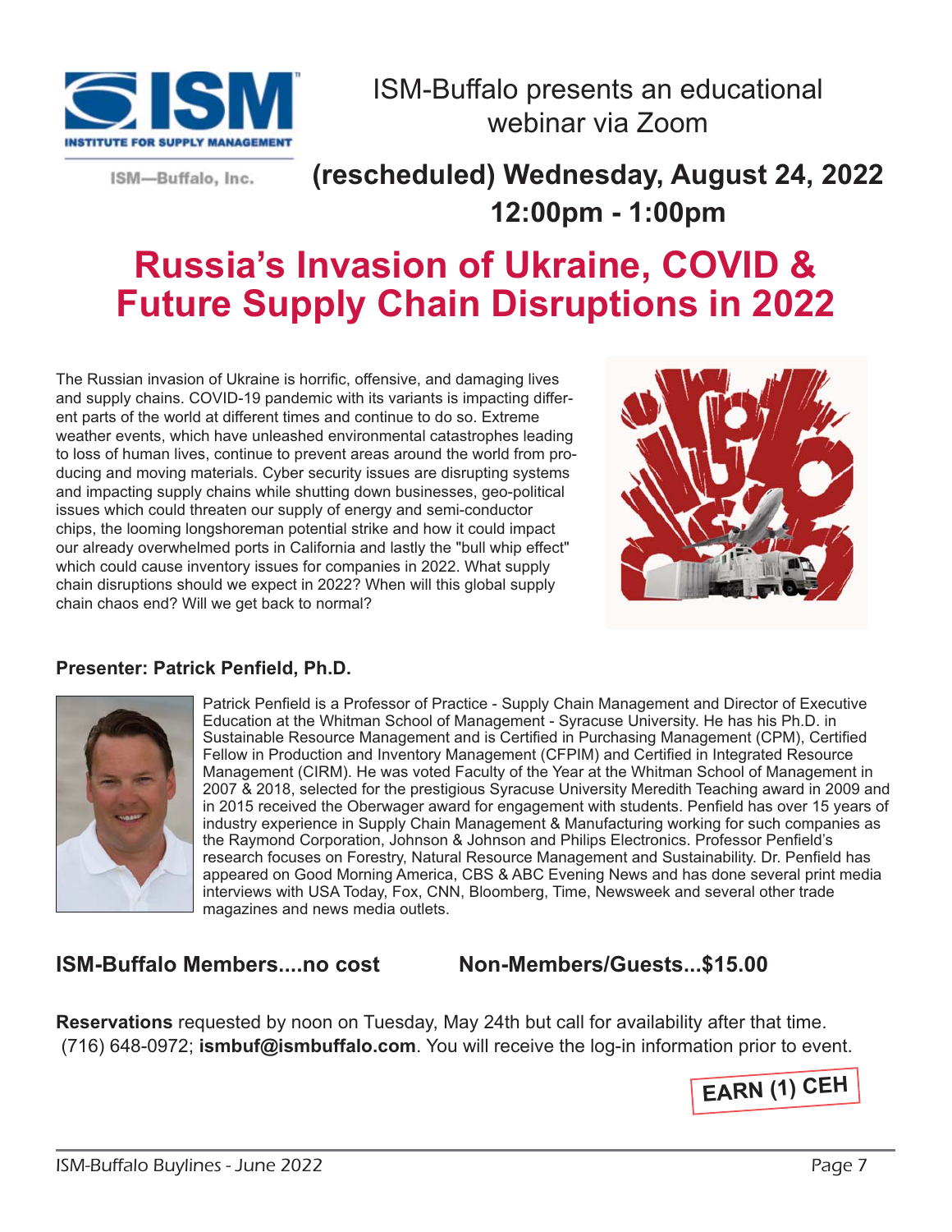ISM—Buffalo, Inc.

ISM-Buffalo presents an educational webinar via Zoom

**(rescheduled) Wednesday, August 24, 2022**
**12:00pm - 1:00pm**

# Russia's Invasion of Ukraine, COVID & Future Supply Chain Disruptions in 2022

The Russian invasion of Ukraine is horrific, offensive, and damaging lives and supply chains. COVID-19 pandemic with its variants is impacting different parts of the world at different times and continue to do so. Extreme weather events, which have unleashed environmental catastrophes leading to loss of human lives, continue to prevent areas around the world from producing and moving materials. Cyber security issues are disrupting systems and impacting supply chains while shutting down businesses, geo-political issues which could threaten our supply of energy and semi-conductor chips, the looming longshoreman potential strike and how it could impact our already overwhelmed ports in California and lastly the "bull whip effect" which could cause inventory issues for companies in 2022. What supply chain disruptions should we expect in 2022? When will this global supply chain chaos end? Will we get back to normal?

**Presenter: Patrick Penfield, Ph.D.**

Patrick Penfield is a Professor of Practice - Supply Chain Management and Director of Executive Education at the Whitman School of Management - Syracuse University. He has his Ph.D. in Sustainable Resource Management and is Certified in Purchasing Management (CPM), Certified Fellow in Production and Inventory Management (CFPIM) and Certified in Integrated Resource Management (CIRM). He was voted Faculty of the Year at the Whitman School of Management in 2007 & 2018, selected for the prestigious Syracuse University Meredith Teaching award in 2009 and in 2015 received the Oberwager award for engagement with students. Penfield has over 15 years of industry experience in Supply Chain Management & Manufacturing working for such companies as the Raymond Corporation, Johnson & Johnson and Philips Electronics. Professor Penfield's research focuses on Forestry, Natural Resource Management and Sustainability. Dr. Penfield has appeared on Good Morning America, CBS & ABC Evening News and has done several print media interviews with USA Today, Fox, CNN, Bloomberg, Time, Newsweek and several other trade magazines and news media outlets.

**ISM-Buffalo Members....no cost** **Non-Members/Guests...$15.00**

**Reservations** requested by noon on Tuesday, May 24th but call for availability after that time. (716) 648-0972; **ismbuf@ismbuffalo.com**. You will receive the log-in information prior to event.

**EARN (1) CEH**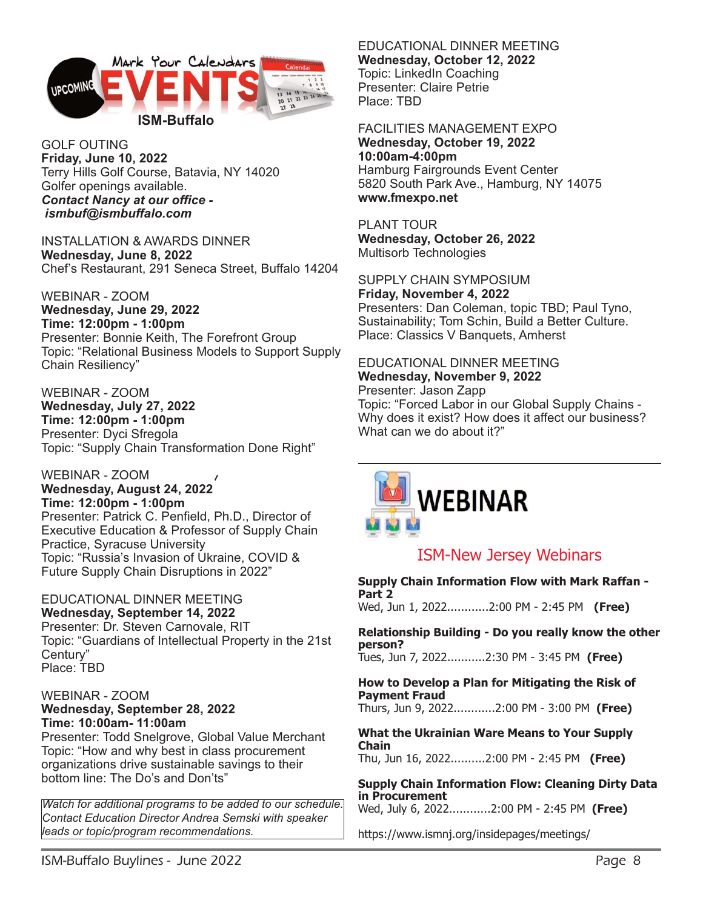# Mark Your Calendars — UPCOMING EVENTS

## ISM-Buffalo

GOLF OUTING
**Friday, June 10, 2022**
Terry Hills Golf Course, Batavia, NY 14020
Golfer openings available.
***Contact Nancy at our office - ismbuf@ismbuffalo.com***

INSTALLATION & AWARDS DINNER
**Wednesday, June 8, 2022**
Chef's Restaurant, 291 Seneca Street, Buffalo 14204

WEBINAR - ZOOM
**Wednesday, June 29, 2022**
**Time: 12:00pm - 1:00pm**
Presenter: Bonnie Keith, The Forefront Group
Topic: "Relational Business Models to Support Supply Chain Resiliency"

WEBINAR - ZOOM
**Wednesday, July 27, 2022**
**Time: 12:00pm - 1:00pm**
Presenter: Dyci Sfregola
Topic: "Supply Chain Transformation Done Right"

WEBINAR - ZOOM
**Wednesday, August 24, 2022**
**Time: 12:00pm - 1:00pm**
Presenter: Patrick C. Penfield, Ph.D., Director of Executive Education & Professor of Supply Chain Practice, Syracuse University
Topic: "Russia's Invasion of Ukraine, COVID & Future Supply Chain Disruptions in 2022"

EDUCATIONAL DINNER MEETING
**Wednesday, September 14, 2022**
Presenter: Dr. Steven Carnovale, RIT
Topic: "Guardians of Intellectual Property in the 21st Century"
Place: TBD

WEBINAR - ZOOM
**Wednesday, September 28, 2022**
**Time: 10:00am- 11:00am**
Presenter: Todd Snelgrove, Global Value Merchant
Topic: "How and why best in class procurement organizations drive sustainable savings to their bottom line: The Do's and Don'ts"

*Watch for additional programs to be added to our schedule. Contact Education Director Andrea Semski with speaker leads or topic/program recommendations.*

EDUCATIONAL DINNER MEETING
**Wednesday, October 12, 2022**
Topic: LinkedIn Coaching
Presenter: Claire Petrie
Place: TBD

FACILITIES MANAGEMENT EXPO
**Wednesday, October 19, 2022**
**10:00am-4:00pm**
Hamburg Fairgrounds Event Center
5820 South Park Ave., Hamburg, NY 14075
**www.fmexpo.net**

PLANT TOUR
**Wednesday, October 26, 2022**
Multisorb Technologies

SUPPLY CHAIN SYMPOSIUM
**Friday, November 4, 2022**
Presenters: Dan Coleman, topic TBD; Paul Tyno, Sustainability; Tom Schin, Build a Better Culture.
Place: Classics V Banquets, Amherst

EDUCATIONAL DINNER MEETING
**Wednesday, November 9, 2022**
Presenter: Jason Zapp
Topic: "Forced Labor in our Global Supply Chains - Why does it exist? How does it affect our business? What can we do about it?"

# WEBINAR

## ISM-New Jersey Webinars

**Supply Chain Information Flow with Mark Raffan - Part 2**
Wed, Jun 1, 2022............2:00 PM - 2:45 PM **(Free)**

**Relationship Building - Do you really know the other person?**
Tues, Jun 7, 2022...........2:30 PM - 3:45 PM **(Free)**

**How to Develop a Plan for Mitigating the Risk of Payment Fraud**
Thurs, Jun 9, 2022............2:00 PM - 3:00 PM **(Free)**

**What the Ukrainian Ware Means to Your Supply Chain**
Thu, Jun 16, 2022..........2:00 PM - 2:45 PM **(Free)**

**Supply Chain Information Flow: Cleaning Dirty Data in Procurement**
Wed, July 6, 2022............2:00 PM - 2:45 PM **(Free)**

https://www.ismnj.org/insidepages/meetings/